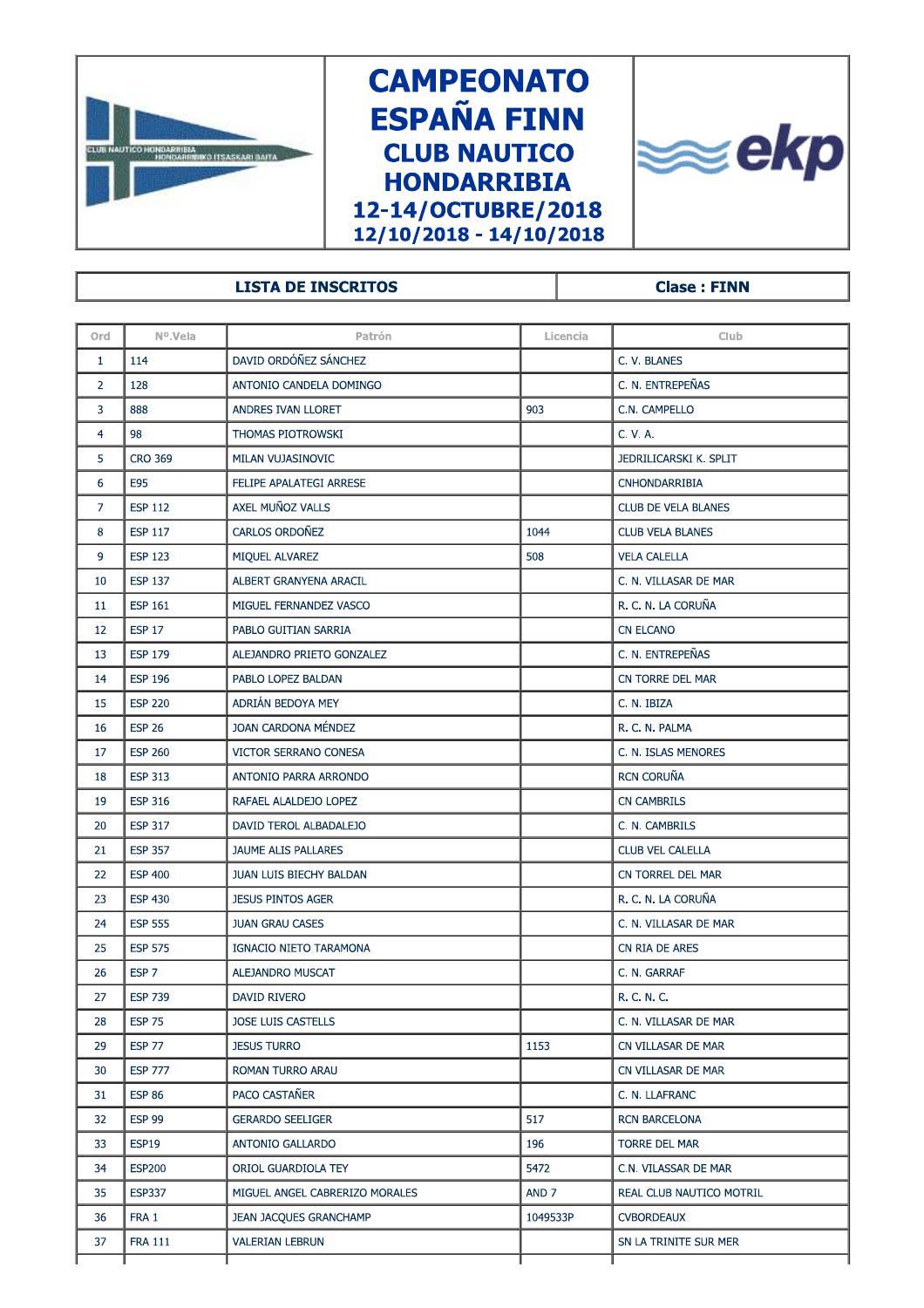# CAMPEONATO ESPAÑA FINN

## CLUB NAUTICO HONDARRIBIA

### 12-14/OCTUBRE/2018

### 12/10/2018 - 14/10/2018

| LISTA DE INSCRITOS | Clase : FINN |
|---|---|

| Ord | Nº.Vela | Patrón | Licencia | Club |
|---|---|---|---|---|
| 1 | 114 | DAVID ORDÓÑEZ SÁNCHEZ | | C. V. BLANES |
| 2 | 128 | ANTONIO CANDELA DOMINGO | | C. N. ENTREPEÑAS |
| 3 | 888 | ANDRES IVAN LLORET | 903 | C.N. CAMPELLO |
| 4 | 98 | THOMAS PIOTROWSKI | | C. V. A. |
| 5 | CRO 369 | MILAN VUJASINOVIC | | JEDRILICARSKI K. SPLIT |
| 6 | E95 | FELIPE APALATEGI ARRESE | | CNHONDARRIBIA |
| 7 | ESP 112 | AXEL MUÑOZ VALLS | | CLUB DE VELA BLANES |
| 8 | ESP 117 | CARLOS ORDOÑEZ | 1044 | CLUB VELA BLANES |
| 9 | ESP 123 | MIQUEL ALVAREZ | 508 | VELA CALELLA |
| 10 | ESP 137 | ALBERT GRANYENA ARACIL | | C. N. VILLASAR DE MAR |
| 11 | ESP 161 | MIGUEL FERNANDEZ VASCO | | R. C. N. LA CORUÑA |
| 12 | ESP 17 | PABLO GUITIAN SARRIA | | CN ELCANO |
| 13 | ESP 179 | ALEJANDRO PRIETO GONZALEZ | | C. N. ENTREPEÑAS |
| 14 | ESP 196 | PABLO LOPEZ BALDAN | | CN TORRE DEL MAR |
| 15 | ESP 220 | ADRIÁN BEDOYA MEY | | C. N. IBIZA |
| 16 | ESP 26 | JOAN CARDONA MÉNDEZ | | R. C. N. PALMA |
| 17 | ESP 260 | VICTOR SERRANO CONESA | | C. N. ISLAS MENORES |
| 18 | ESP 313 | ANTONIO PARRA ARRONDO | | RCN CORUÑA |
| 19 | ESP 316 | RAFAEL ALALDEJO LOPEZ | | CN CAMBRILS |
| 20 | ESP 317 | DAVID TEROL ALBADALEJO | | C. N. CAMBRILS |
| 21 | ESP 357 | JAUME ALIS PALLARES | | CLUB VEL CALELLA |
| 22 | ESP 400 | JUAN LUIS BIECHY BALDAN | | CN TORREL DEL MAR |
| 23 | ESP 430 | JESUS PINTOS AGER | | R. C. N. LA CORUÑA |
| 24 | ESP 555 | JUAN GRAU CASES | | C. N. VILLASAR DE MAR |
| 25 | ESP 575 | IGNACIO NIETO TARAMONA | | CN RIA DE ARES |
| 26 | ESP 7 | ALEJANDRO MUSCAT | | C. N. GARRAF |
| 27 | ESP 739 | DAVID RIVERO | | R. C. N. C. |
| 28 | ESP 75 | JOSE LUIS CASTELLS | | C. N. VILLASAR DE MAR |
| 29 | ESP 77 | JESUS TURRO | 1153 | CN VILLASAR DE MAR |
| 30 | ESP 777 | ROMAN TURRO ARAU | | CN VILLASAR DE MAR |
| 31 | ESP 86 | PACO CASTAÑER | | C. N. LLAFRANC |
| 32 | ESP 99 | GERARDO SEELIGER | 517 | RCN BARCELONA |
| 33 | ESP19 | ANTONIO GALLARDO | 196 | TORRE DEL MAR |
| 34 | ESP200 | ORIOL GUARDIOLA TEY | 5472 | C.N. VILASSAR DE MAR |
| 35 | ESP337 | MIGUEL ANGEL CABRERIZO MORALES | AND 7 | REAL CLUB NAUTICO MOTRIL |
| 36 | FRA 1 | JEAN JACQUES GRANCHAMP | 1049533P | CVBORDEAUX |
| 37 | FRA 111 | VALERIAN LEBRUN | | SN LA TRINITE SUR MER |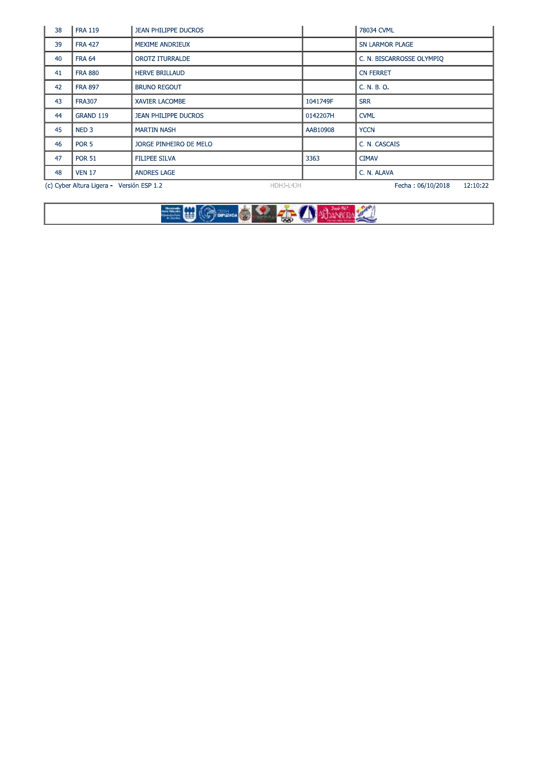| | | | | |
|---|---|---|---|---|
| 38 | FRA 119 | JEAN PHILIPPE DUCROS | | 78034 CVML |
| 39 | FRA 427 | MEXIME ANDRIEUX | | SN LARMOR PLAGE |
| 40 | FRA 64 | OROTZ ITURRALDE | | C. N. BISCARROSSE OLYMPIQ |
| 41 | FRA 880 | HERVE BRILLAUD | | CN FERRET |
| 42 | FRA 897 | BRUNO REGOUT | | C. N. B. O. |
| 43 | FRA307 | XAVIER LACOMBE | 1041749F | SRR |
| 44 | GRAND 119 | JEAN PHILIPPE DUCROS | 0142207H | CVML |
| 45 | NED 3 | MARTIN NASH | AAB10908 | YCCN |
| 46 | POR 5 | JORGE PINHEIRO DE MELO | | C. N. CASCAIS |
| 47 | POR 51 | FILIPEE SILVA | 3363 | CIMAV |
| 48 | VEN 17 | ANDRES LAGE | | C. N. ALAVA |

(c) Cyber Altura Ligera - Versión ESP 1.2 HDHJ-L4JH Fecha : 06/10/2018 12:10:22